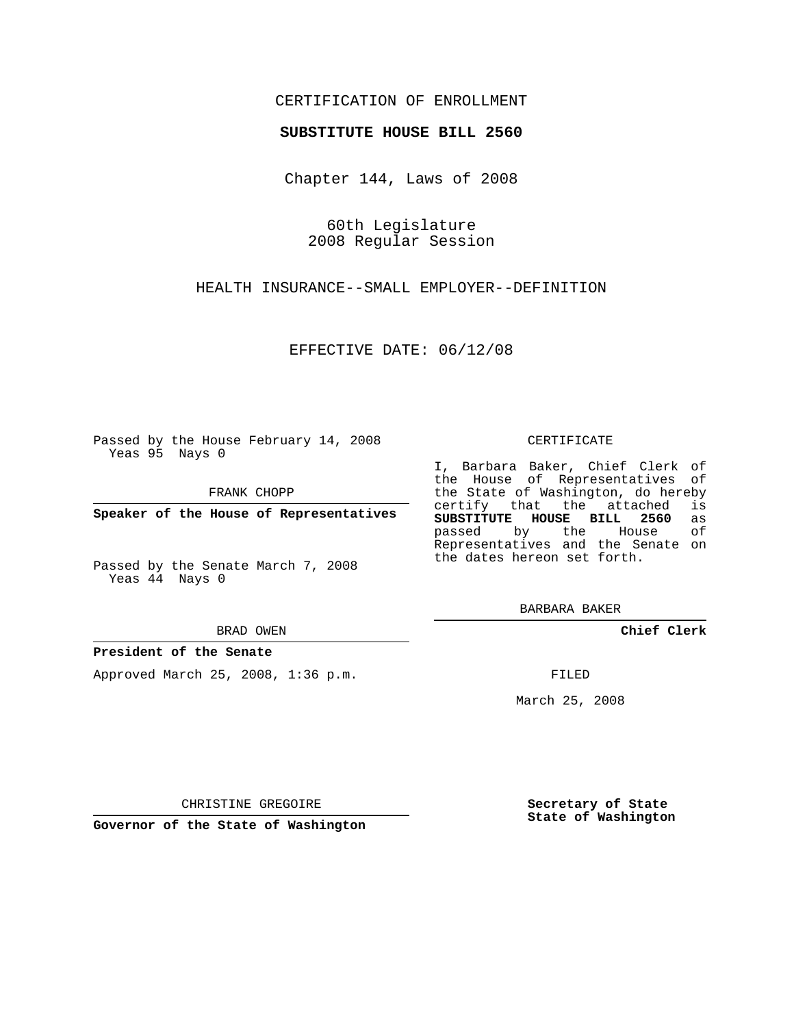CERTIFICATION OF ENROLLMENT

**SUBSTITUTE HOUSE BILL 2560**

Chapter 144, Laws of 2008

60th Legislature
2008 Regular Session

HEALTH INSURANCE--SMALL EMPLOYER--DEFINITION

EFFECTIVE DATE: 06/12/08

Passed by the House February 14, 2008
Yeas 95 Nays 0

FRANK CHOPP

**Speaker of the House of Representatives**

Passed by the Senate March 7, 2008
Yeas 44 Nays 0

BRAD OWEN

**President of the Senate**

Approved March 25, 2008, 1:36 p.m.

CHRISTINE GREGOIRE

**Governor of the State of Washington**

CERTIFICATE

I, Barbara Baker, Chief Clerk of the House of Representatives of the State of Washington, do hereby certify that the attached is **SUBSTITUTE HOUSE BILL 2560** as passed by the House of Representatives and the Senate on the dates hereon set forth.

BARBARA BAKER

**Chief Clerk**

FILED

March 25, 2008

**Secretary of State**
**State of Washington**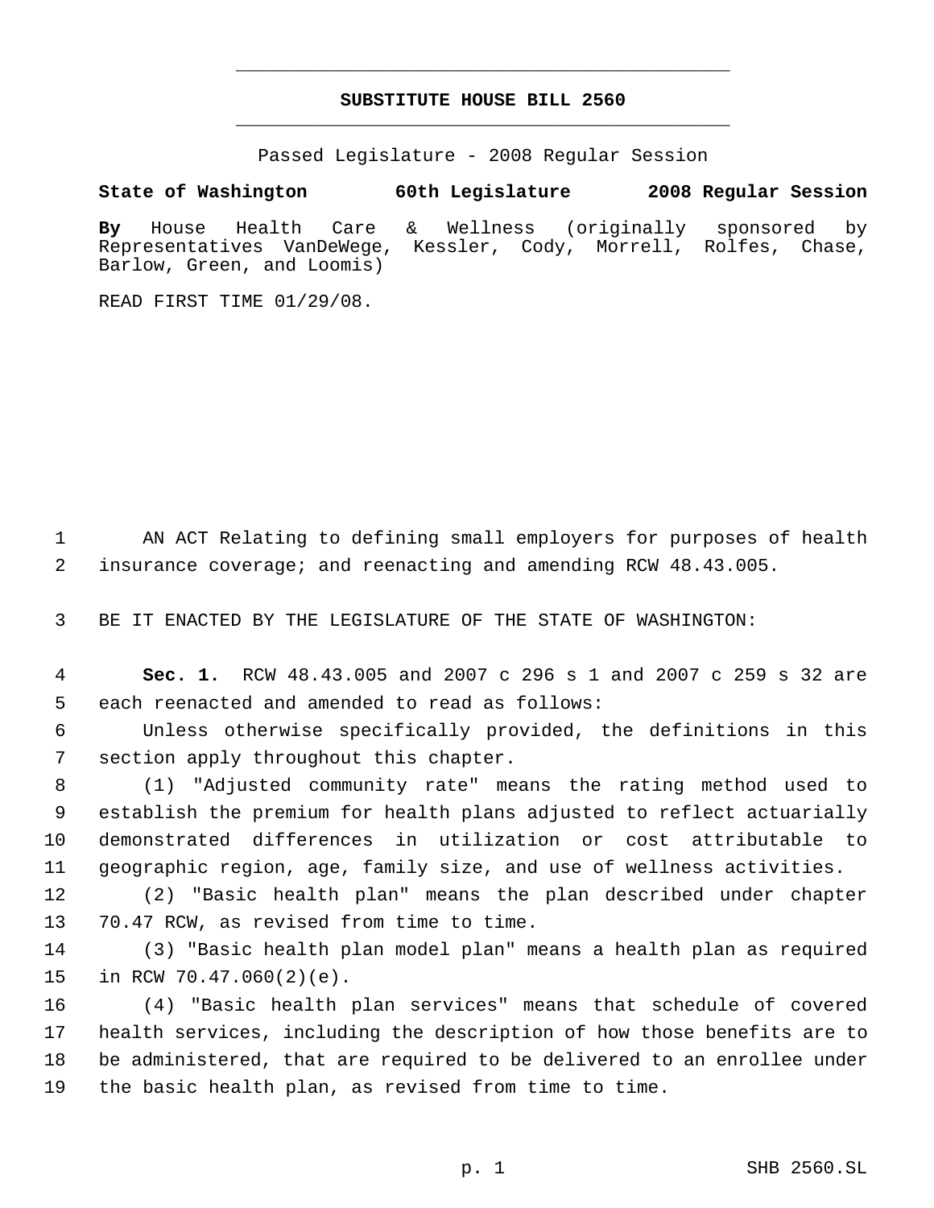# SUBSTITUTE HOUSE BILL 2560

Passed Legislature - 2008 Regular Session

**State of Washington 60th Legislature 2008 Regular Session**

**By** House Health Care & Wellness (originally sponsored by Representatives VanDeWege, Kessler, Cody, Morrell, Rolfes, Chase, Barlow, Green, and Loomis)

READ FIRST TIME 01/29/08.

AN ACT Relating to defining small employers for purposes of health insurance coverage; and reenacting and amending RCW 48.43.005.

BE IT ENACTED BY THE LEGISLATURE OF THE STATE OF WASHINGTON:

**Sec. 1.** RCW 48.43.005 and 2007 c 296 s 1 and 2007 c 259 s 32 are each reenacted and amended to read as follows:

Unless otherwise specifically provided, the definitions in this section apply throughout this chapter.

(1) "Adjusted community rate" means the rating method used to establish the premium for health plans adjusted to reflect actuarially demonstrated differences in utilization or cost attributable to geographic region, age, family size, and use of wellness activities.

(2) "Basic health plan" means the plan described under chapter 70.47 RCW, as revised from time to time.

(3) "Basic health plan model plan" means a health plan as required in RCW 70.47.060(2)(e).

(4) "Basic health plan services" means that schedule of covered health services, including the description of how those benefits are to be administered, that are required to be delivered to an enrollee under the basic health plan, as revised from time to time.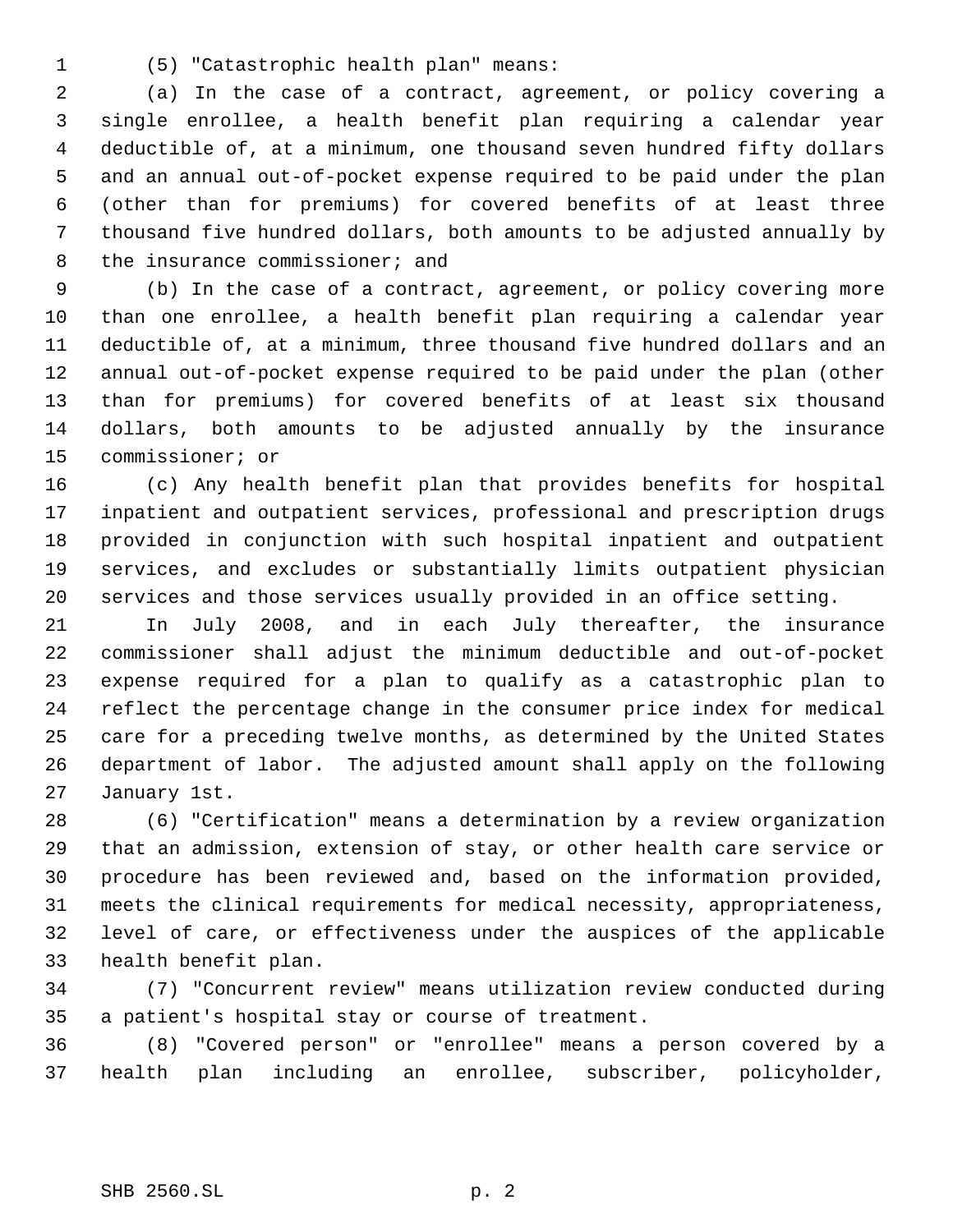(5) "Catastrophic health plan" means:

(a) In the case of a contract, agreement, or policy covering a single enrollee, a health benefit plan requiring a calendar year deductible of, at a minimum, one thousand seven hundred fifty dollars and an annual out-of-pocket expense required to be paid under the plan (other than for premiums) for covered benefits of at least three thousand five hundred dollars, both amounts to be adjusted annually by the insurance commissioner; and

(b) In the case of a contract, agreement, or policy covering more than one enrollee, a health benefit plan requiring a calendar year deductible of, at a minimum, three thousand five hundred dollars and an annual out-of-pocket expense required to be paid under the plan (other than for premiums) for covered benefits of at least six thousand dollars, both amounts to be adjusted annually by the insurance commissioner; or

(c) Any health benefit plan that provides benefits for hospital inpatient and outpatient services, professional and prescription drugs provided in conjunction with such hospital inpatient and outpatient services, and excludes or substantially limits outpatient physician services and those services usually provided in an office setting.

In July 2008, and in each July thereafter, the insurance commissioner shall adjust the minimum deductible and out-of-pocket expense required for a plan to qualify as a catastrophic plan to reflect the percentage change in the consumer price index for medical care for a preceding twelve months, as determined by the United States department of labor. The adjusted amount shall apply on the following January 1st.

(6) "Certification" means a determination by a review organization that an admission, extension of stay, or other health care service or procedure has been reviewed and, based on the information provided, meets the clinical requirements for medical necessity, appropriateness, level of care, or effectiveness under the auspices of the applicable health benefit plan.

(7) "Concurrent review" means utilization review conducted during a patient's hospital stay or course of treatment.

(8) "Covered person" or "enrollee" means a person covered by a health plan including an enrollee, subscriber, policyholder,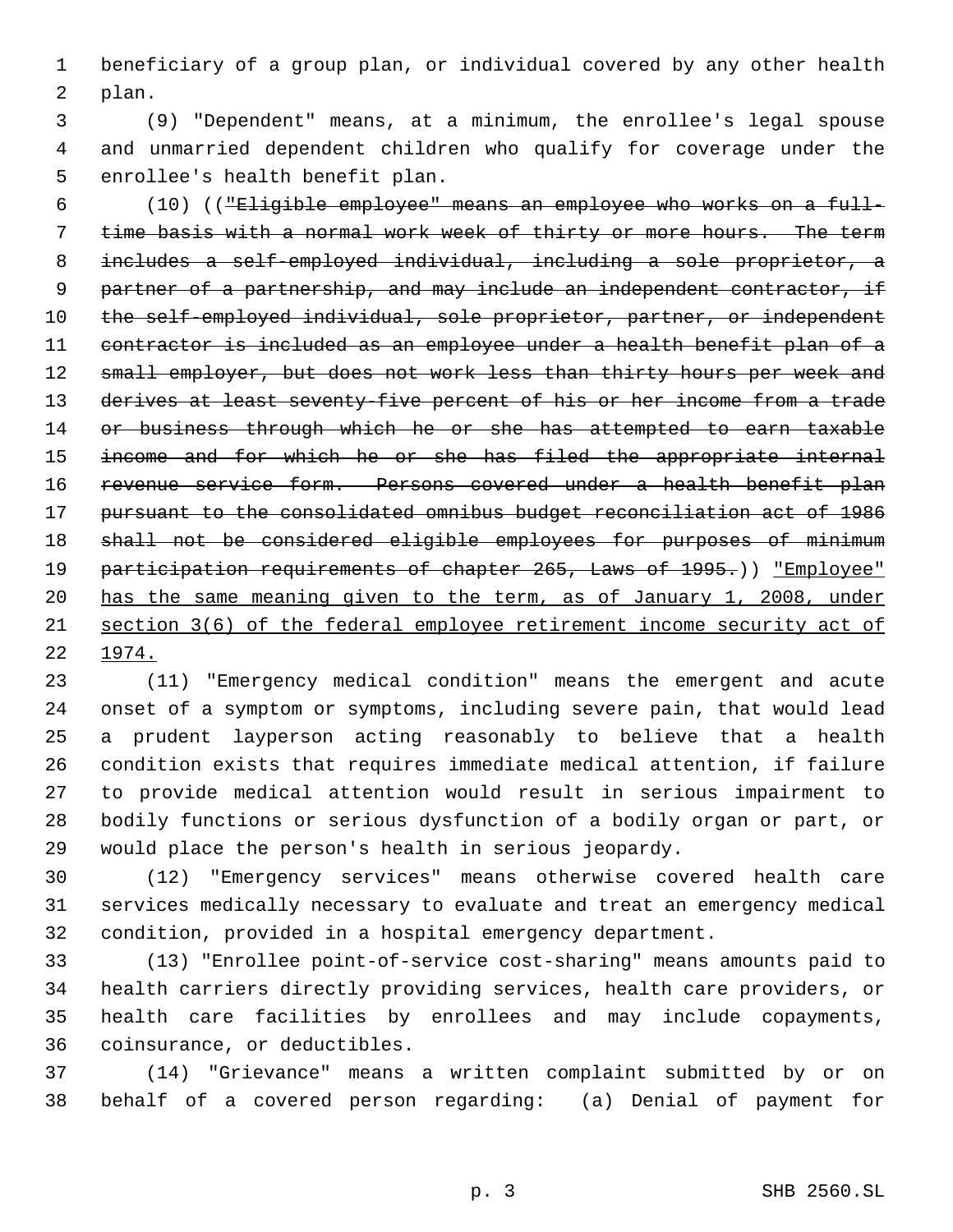beneficiary of a group plan, or individual covered by any other health plan.

(9) "Dependent" means, at a minimum, the enrollee's legal spouse and unmarried dependent children who qualify for coverage under the enrollee's health benefit plan.

(10) ((~~"Eligible employee" means an employee who works on a full-time basis with a normal work week of thirty or more hours. The term includes a self-employed individual, including a sole proprietor, a partner of a partnership, and may include an independent contractor, if the self-employed individual, sole proprietor, partner, or independent contractor is included as an employee under a health benefit plan of a small employer, but does not work less than thirty hours per week and derives at least seventy-five percent of his or her income from a trade or business through which he or she has attempted to earn taxable income and for which he or she has filed the appropriate internal revenue service form. Persons covered under a health benefit plan pursuant to the consolidated omnibus budget reconciliation act of 1986 shall not be considered eligible employees for purposes of minimum participation requirements of chapter 265, Laws of 1995.~~)) <u>"Employee" has the same meaning given to the term, as of January 1, 2008, under section 3(6) of the federal employee retirement income security act of 1974.</u>

(11) "Emergency medical condition" means the emergent and acute onset of a symptom or symptoms, including severe pain, that would lead a prudent layperson acting reasonably to believe that a health condition exists that requires immediate medical attention, if failure to provide medical attention would result in serious impairment to bodily functions or serious dysfunction of a bodily organ or part, or would place the person's health in serious jeopardy.

(12) "Emergency services" means otherwise covered health care services medically necessary to evaluate and treat an emergency medical condition, provided in a hospital emergency department.

(13) "Enrollee point-of-service cost-sharing" means amounts paid to health carriers directly providing services, health care providers, or health care facilities by enrollees and may include copayments, coinsurance, or deductibles.

(14) "Grievance" means a written complaint submitted by or on behalf of a covered person regarding: (a) Denial of payment for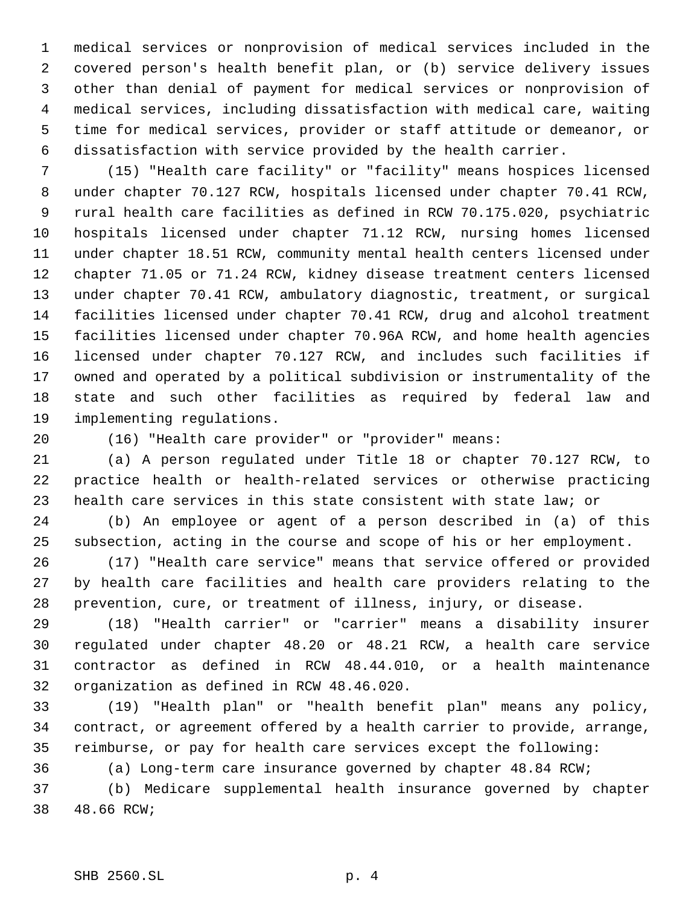medical services or nonprovision of medical services included in the covered person's health benefit plan, or (b) service delivery issues other than denial of payment for medical services or nonprovision of medical services, including dissatisfaction with medical care, waiting time for medical services, provider or staff attitude or demeanor, or dissatisfaction with service provided by the health carrier.

(15) "Health care facility" or "facility" means hospices licensed under chapter 70.127 RCW, hospitals licensed under chapter 70.41 RCW, rural health care facilities as defined in RCW 70.175.020, psychiatric hospitals licensed under chapter 71.12 RCW, nursing homes licensed under chapter 18.51 RCW, community mental health centers licensed under chapter 71.05 or 71.24 RCW, kidney disease treatment centers licensed under chapter 70.41 RCW, ambulatory diagnostic, treatment, or surgical facilities licensed under chapter 70.41 RCW, drug and alcohol treatment facilities licensed under chapter 70.96A RCW, and home health agencies licensed under chapter 70.127 RCW, and includes such facilities if owned and operated by a political subdivision or instrumentality of the state and such other facilities as required by federal law and implementing regulations.

(16) "Health care provider" or "provider" means:

(a) A person regulated under Title 18 or chapter 70.127 RCW, to practice health or health-related services or otherwise practicing health care services in this state consistent with state law; or

(b) An employee or agent of a person described in (a) of this subsection, acting in the course and scope of his or her employment.

(17) "Health care service" means that service offered or provided by health care facilities and health care providers relating to the prevention, cure, or treatment of illness, injury, or disease.

(18) "Health carrier" or "carrier" means a disability insurer regulated under chapter 48.20 or 48.21 RCW, a health care service contractor as defined in RCW 48.44.010, or a health maintenance organization as defined in RCW 48.46.020.

(19) "Health plan" or "health benefit plan" means any policy, contract, or agreement offered by a health carrier to provide, arrange, reimburse, or pay for health care services except the following:

(a) Long-term care insurance governed by chapter 48.84 RCW;

(b) Medicare supplemental health insurance governed by chapter 48.66 RCW;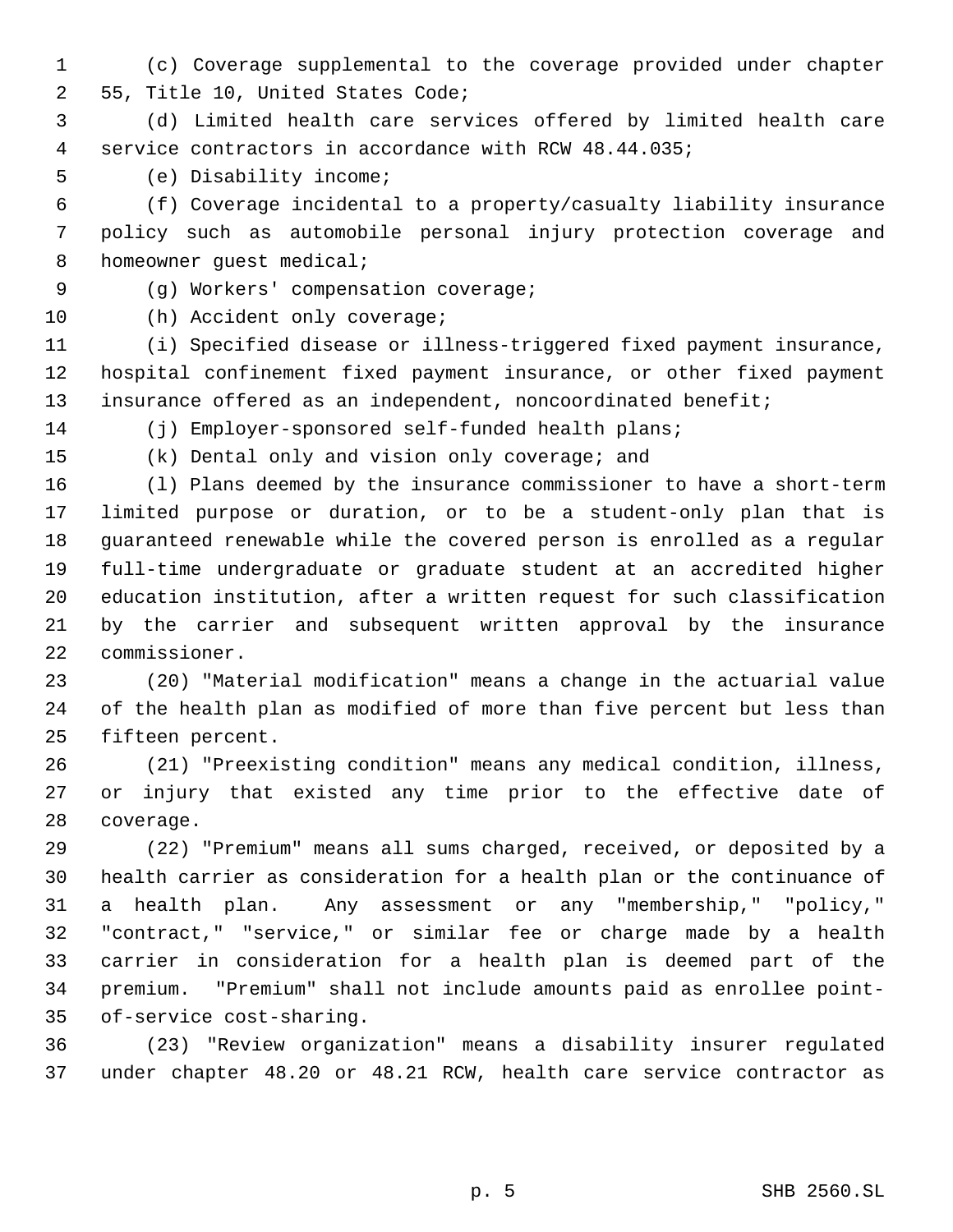(c) Coverage supplemental to the coverage provided under chapter 55, Title 10, United States Code;

(d) Limited health care services offered by limited health care service contractors in accordance with RCW 48.44.035;

(e) Disability income;

(f) Coverage incidental to a property/casualty liability insurance policy such as automobile personal injury protection coverage and homeowner guest medical;

(g) Workers' compensation coverage;

(h) Accident only coverage;

(i) Specified disease or illness-triggered fixed payment insurance, hospital confinement fixed payment insurance, or other fixed payment insurance offered as an independent, noncoordinated benefit;

(j) Employer-sponsored self-funded health plans;

(k) Dental only and vision only coverage; and

(l) Plans deemed by the insurance commissioner to have a short-term limited purpose or duration, or to be a student-only plan that is guaranteed renewable while the covered person is enrolled as a regular full-time undergraduate or graduate student at an accredited higher education institution, after a written request for such classification by the carrier and subsequent written approval by the insurance commissioner.

(20) "Material modification" means a change in the actuarial value of the health plan as modified of more than five percent but less than fifteen percent.

(21) "Preexisting condition" means any medical condition, illness, or injury that existed any time prior to the effective date of coverage.

(22) "Premium" means all sums charged, received, or deposited by a health carrier as consideration for a health plan or the continuance of a health plan. Any assessment or any "membership," "policy," "contract," "service," or similar fee or charge made by a health carrier in consideration for a health plan is deemed part of the premium. "Premium" shall not include amounts paid as enrollee point-of-service cost-sharing.

(23) "Review organization" means a disability insurer regulated under chapter 48.20 or 48.21 RCW, health care service contractor as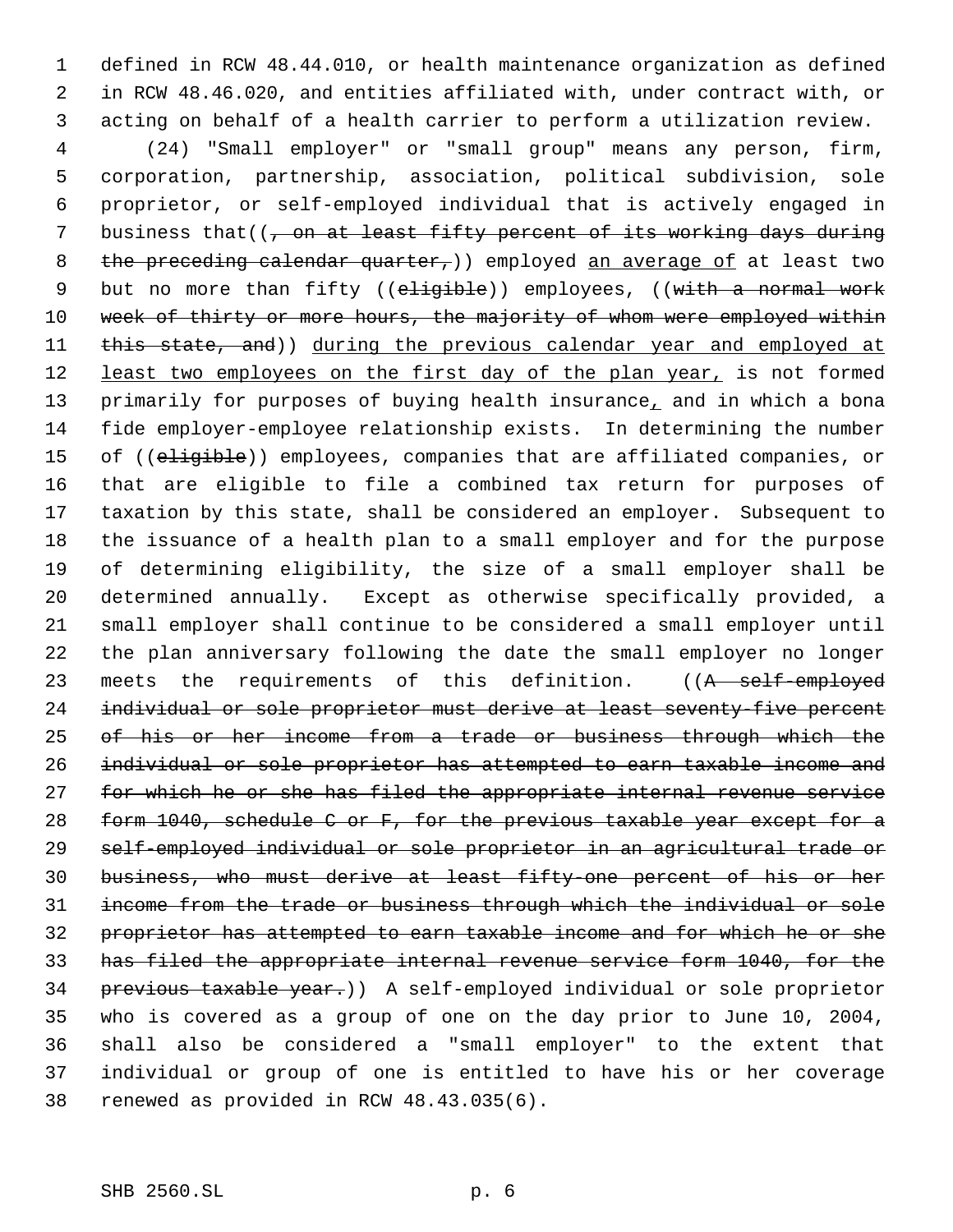defined in RCW 48.44.010, or health maintenance organization as defined in RCW 48.46.020, and entities affiliated with, under contract with, or acting on behalf of a health carrier to perform a utilization review.

(24) "Small employer" or "small group" means any person, firm, corporation, partnership, association, political subdivision, sole proprietor, or self-employed individual that is actively engaged in business that((~~, on at least fifty percent of its working days during the preceding calendar quarter,~~)) employed <u>an average of</u> at least two but no more than fifty ((~~eligible~~)) employees, ((~~with a normal work week of thirty or more hours, the majority of whom were employed within this state, and~~)) <u>during the previous calendar year and employed at least two employees on the first day of the plan year,</u> is not formed primarily for purposes of buying health insurance<u>,</u> and in which a bona fide employer-employee relationship exists. In determining the number of ((~~eligible~~)) employees, companies that are affiliated companies, or that are eligible to file a combined tax return for purposes of taxation by this state, shall be considered an employer. Subsequent to the issuance of a health plan to a small employer and for the purpose of determining eligibility, the size of a small employer shall be determined annually. Except as otherwise specifically provided, a small employer shall continue to be considered a small employer until the plan anniversary following the date the small employer no longer meets the requirements of this definition. ((~~A self-employed individual or sole proprietor must derive at least seventy-five percent of his or her income from a trade or business through which the individual or sole proprietor has attempted to earn taxable income and for which he or she has filed the appropriate internal revenue service form 1040, schedule C or F, for the previous taxable year except for a self-employed individual or sole proprietor in an agricultural trade or business, who must derive at least fifty-one percent of his or her income from the trade or business through which the individual or sole proprietor has attempted to earn taxable income and for which he or she has filed the appropriate internal revenue service form 1040, for the previous taxable year.~~)) A self-employed individual or sole proprietor who is covered as a group of one on the day prior to June 10, 2004, shall also be considered a "small employer" to the extent that individual or group of one is entitled to have his or her coverage renewed as provided in RCW 48.43.035(6).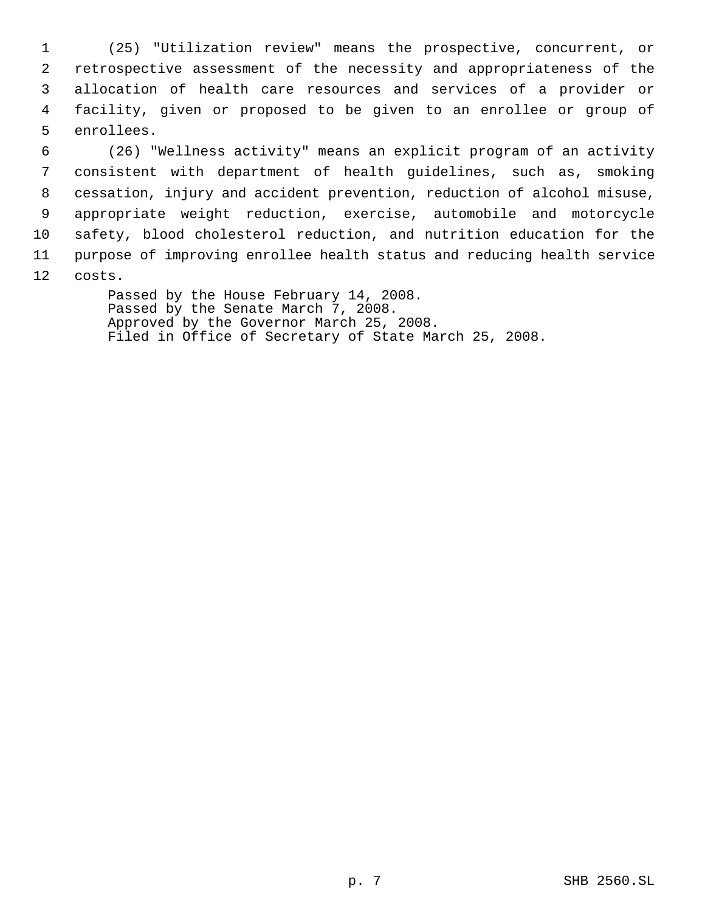(25) "Utilization review" means the prospective, concurrent, or retrospective assessment of the necessity and appropriateness of the allocation of health care resources and services of a provider or facility, given or proposed to be given to an enrollee or group of enrollees.

(26) "Wellness activity" means an explicit program of an activity consistent with department of health guidelines, such as, smoking cessation, injury and accident prevention, reduction of alcohol misuse, appropriate weight reduction, exercise, automobile and motorcycle safety, blood cholesterol reduction, and nutrition education for the purpose of improving enrollee health status and reducing health service costs.

Passed by the House February 14, 2008.
Passed by the Senate March 7, 2008.
Approved by the Governor March 25, 2008.
Filed in Office of Secretary of State March 25, 2008.